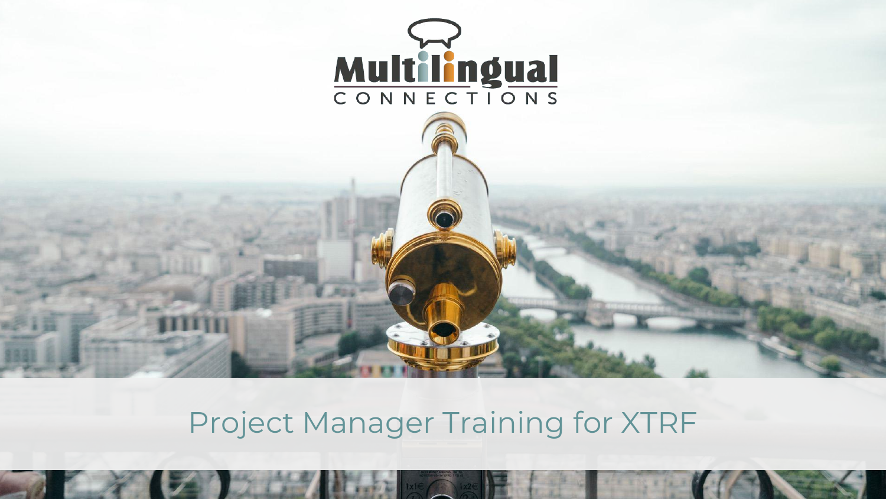Multilingual CONNECTIONS

# Project Manager Training for XTRF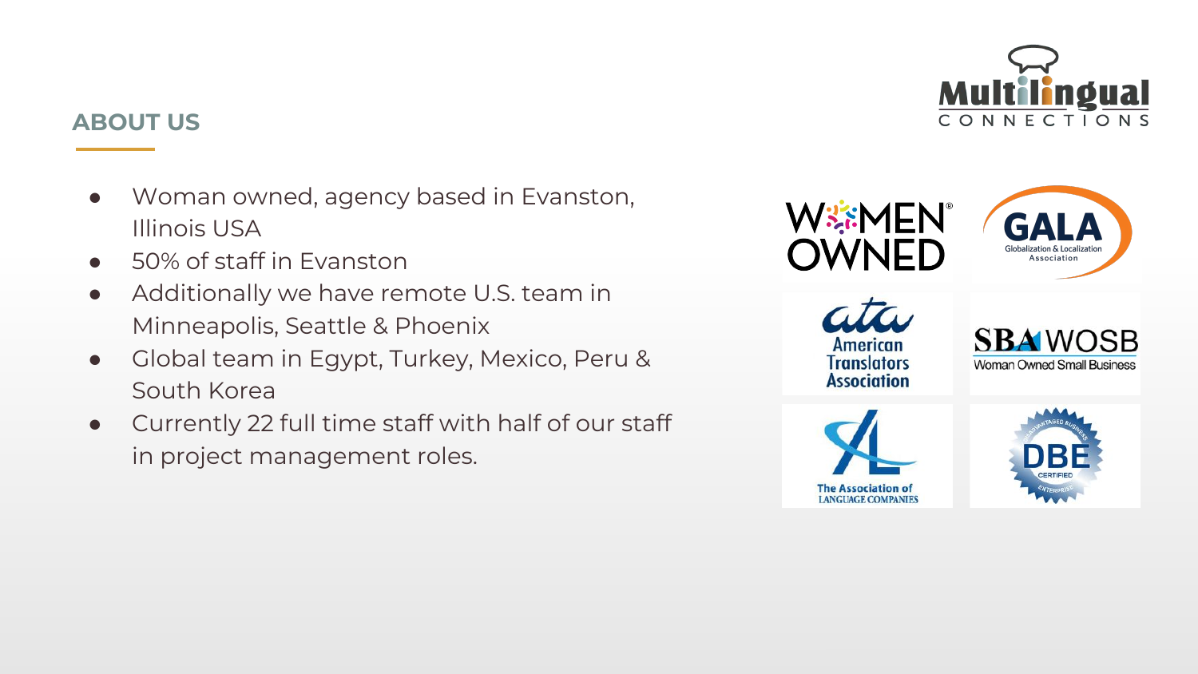## ABOUT US

- Woman owned, agency based in Evanston, Illinois USA
- 50% of staff in Evanston
- Additionally we have remote U.S. team in Minneapolis, Seattle & Phoenix
- Global team in Egypt, Turkey, Mexico, Peru & South Korea
- Currently 22 full time staff with half of our staff in project management roles.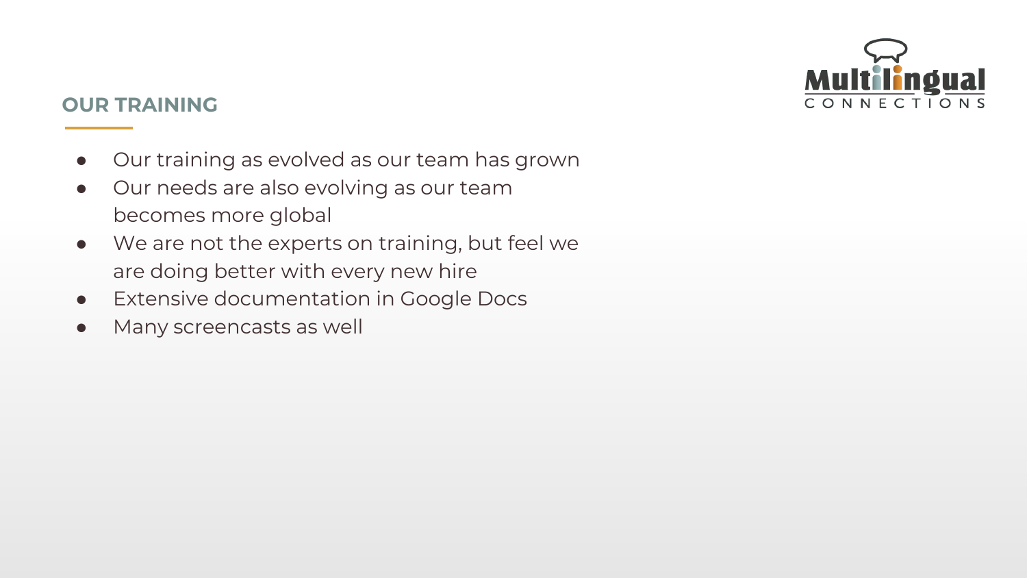## OUR TRAINING

- Our training as evolved as our team has grown
- Our needs are also evolving as our team becomes more global
- We are not the experts on training, but feel we are doing better with every new hire
- Extensive documentation in Google Docs
- Many screencasts as well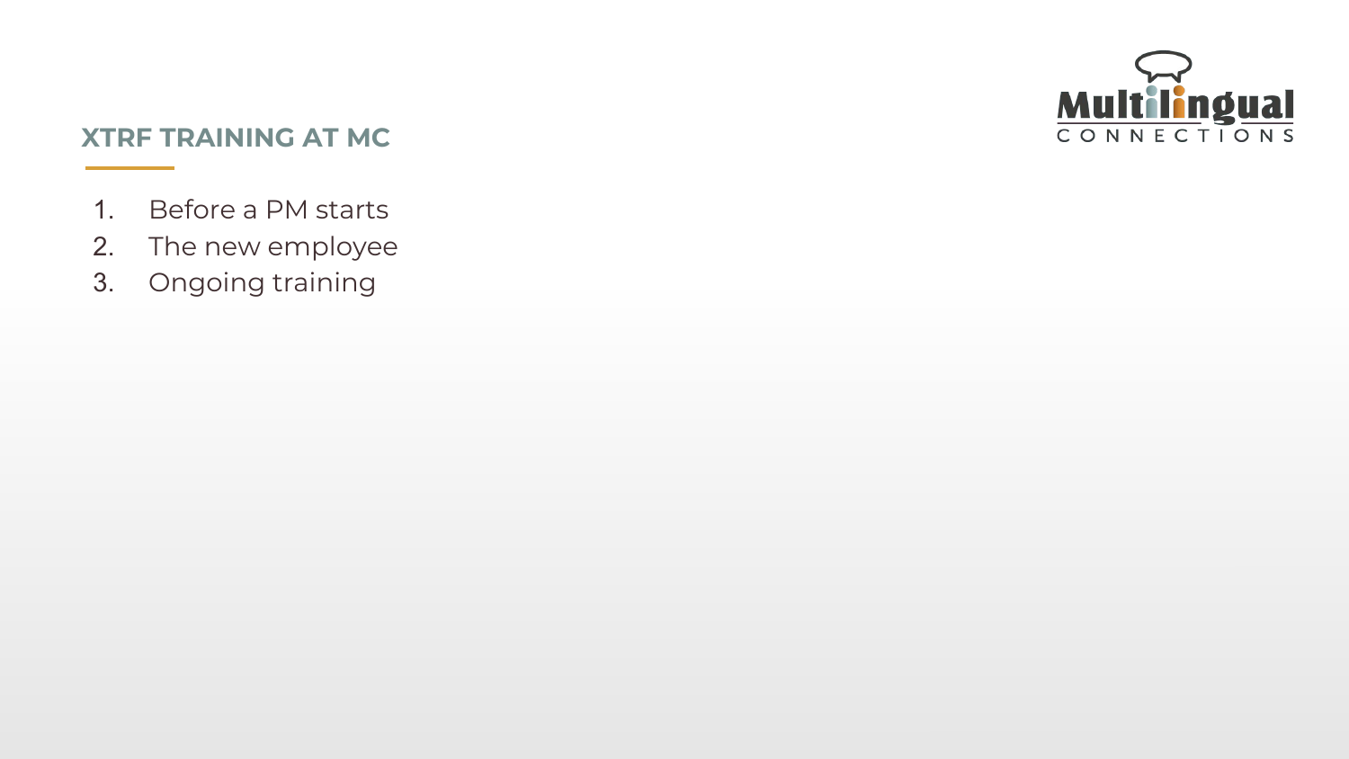## XTRF TRAINING AT MC

1. Before a PM starts
2. The new employee
3. Ongoing training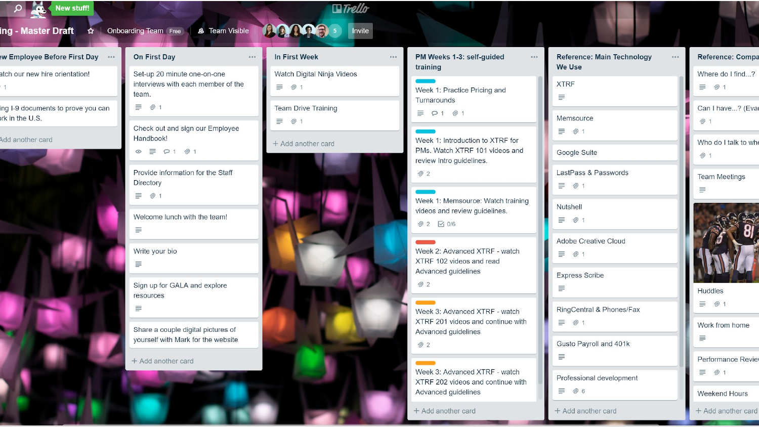ing - Master Draft

Onboarding Team Free | Team Visible | Invite

## ew Employee Before First Day

- atch our new hire orientation!
- ing I-9 documents to prove you can rk in the U.S.

## On First Day

- Set-up 20 minute one-on-one interviews with each member of the team.
- Check out and sign our Employee Handbook!
- Provide information for the Staff Directory
- Welcome lunch with the team!
- Write your bio
- Sign up for GALA and explore resources
- Share a couple digital pictures of yourself with Mark for the website

## In First Week

- Watch Digital Ninja Videos
- Team Drive Training

## PM Weeks 1-3: self-guided training

- Week 1: Practice Pricing and Turnarounds
- Week 1: Introduction to XTRF for PMs. Watch XTRF 101 videos and review Intro guidelines.
- Week 1: Memsource: Watch training videos and review guidelines.
- Week 2: Advanced XTRF - watch XTRF 102 videos and read Advanced guidelines
- Week 3: Advanced XTRF - watch XTRF 201 videos and continue with Advanced guidelines
- Week 3: Advanced XTRF - watch XTRF 202 videos and continue with Advanced guidelines

## Reference: Main Technology We Use

- XTRF
- Memsource
- Google Suite
- LastPass & Passwords
- Nutshell
- Adobe Creative Cloud
- Express Scribe
- RingCentral & Phones/Fax
- Gusto Payroll and 401k
- Professional development

## Reference: Compa

- Where do I find...?
- Can I have...? (Eva
- Who do I talk to whe
- Team Meetings
- Huddles
- Work from home
- Performance Revie
- Weekend Hours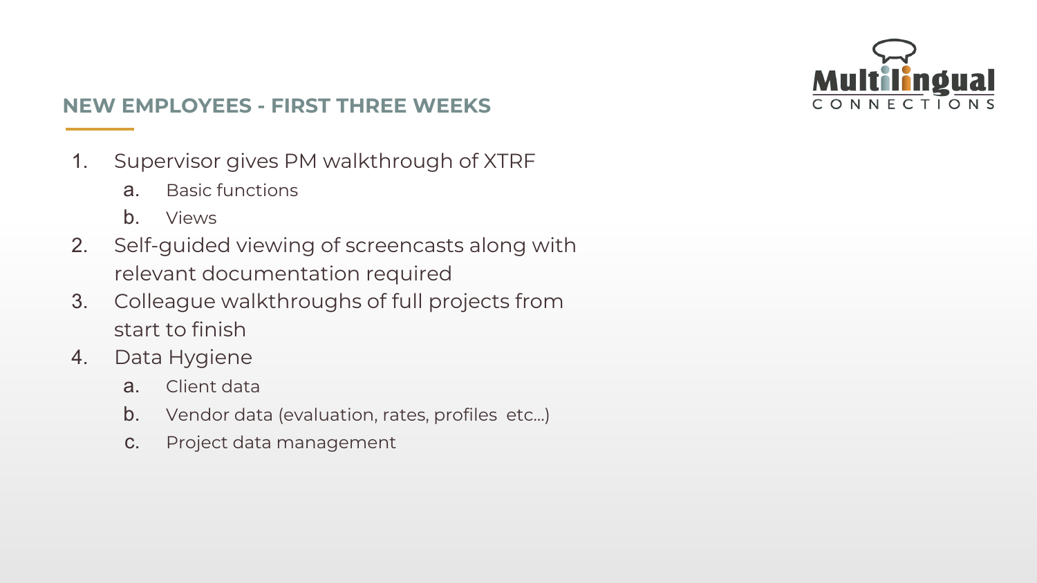## NEW EMPLOYEES - FIRST THREE WEEKS

1. Supervisor gives PM walkthrough of XTRF
   a. Basic functions
   b. Views
2. Self-guided viewing of screencasts along with relevant documentation required
3. Colleague walkthroughs of full projects from start to finish
4. Data Hygiene
   a. Client data
   b. Vendor data (evaluation, rates, profiles  etc...)
   c. Project data management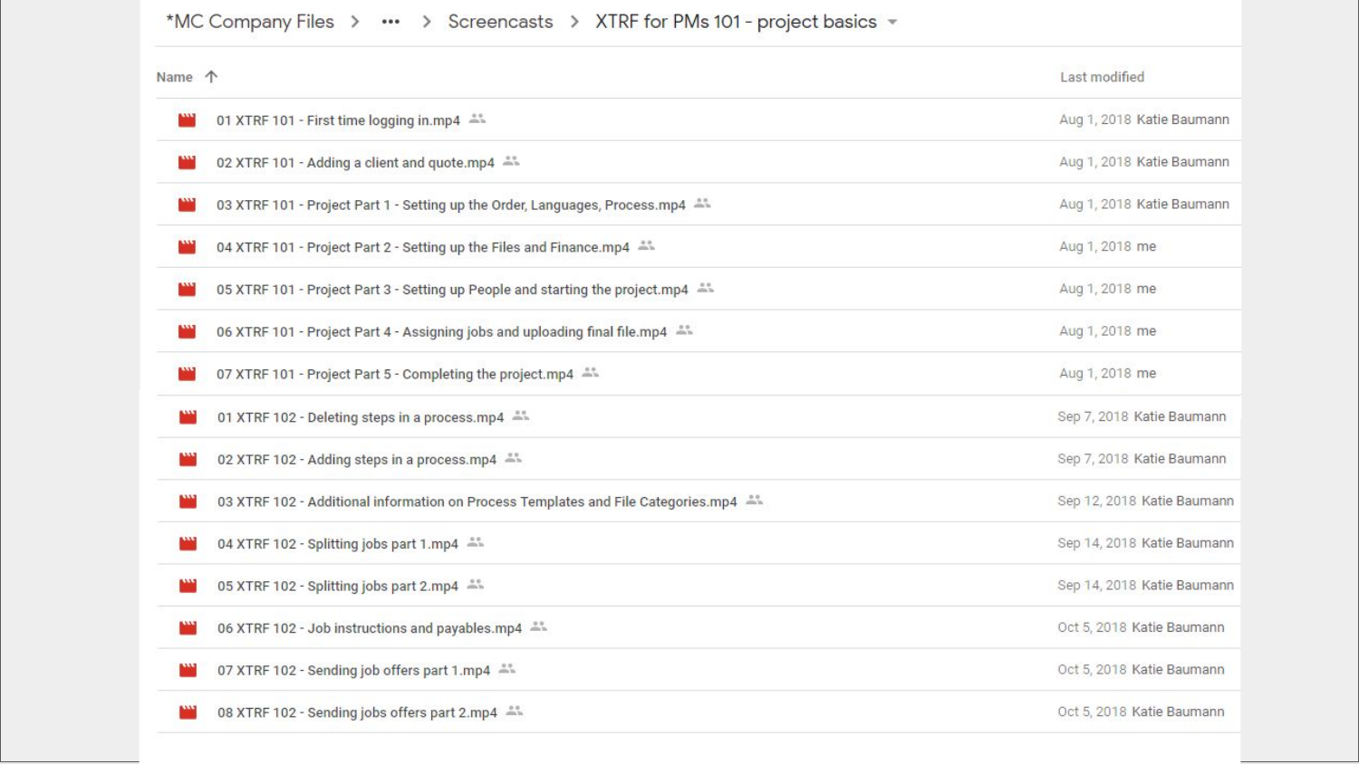*MC Company Files > ••• > Screencasts > XTRF for PMs 101 - project basics

| Name ↑ | Last modified |
| --- | --- |
| 01 XTRF 101 - First time logging in.mp4 | Aug 1, 2018 Katie Baumann |
| 02 XTRF 101 - Adding a client and quote.mp4 | Aug 1, 2018 Katie Baumann |
| 03 XTRF 101 - Project Part 1 - Setting up the Order, Languages, Process.mp4 | Aug 1, 2018 Katie Baumann |
| 04 XTRF 101 - Project Part 2 - Setting up the Files and Finance.mp4 | Aug 1, 2018 me |
| 05 XTRF 101 - Project Part 3 - Setting up People and starting the project.mp4 | Aug 1, 2018 me |
| 06 XTRF 101 - Project Part 4 - Assigning jobs and uploading final file.mp4 | Aug 1, 2018 me |
| 07 XTRF 101 - Project Part 5 - Completing the project.mp4 | Aug 1, 2018 me |
| 01 XTRF 102 - Deleting steps in a process.mp4 | Sep 7, 2018 Katie Baumann |
| 02 XTRF 102 - Adding steps in a process.mp4 | Sep 7, 2018 Katie Baumann |
| 03 XTRF 102 - Additional information on Process Templates and File Categories.mp4 | Sep 12, 2018 Katie Baumann |
| 04 XTRF 102 - Splitting jobs part 1.mp4 | Sep 14, 2018 Katie Baumann |
| 05 XTRF 102 - Splitting jobs part 2.mp4 | Sep 14, 2018 Katie Baumann |
| 06 XTRF 102 - Job instructions and payables.mp4 | Oct 5, 2018 Katie Baumann |
| 07 XTRF 102 - Sending job offers part 1.mp4 | Oct 5, 2018 Katie Baumann |
| 08 XTRF 102 - Sending jobs offers part 2.mp4 | Oct 5, 2018 Katie Baumann |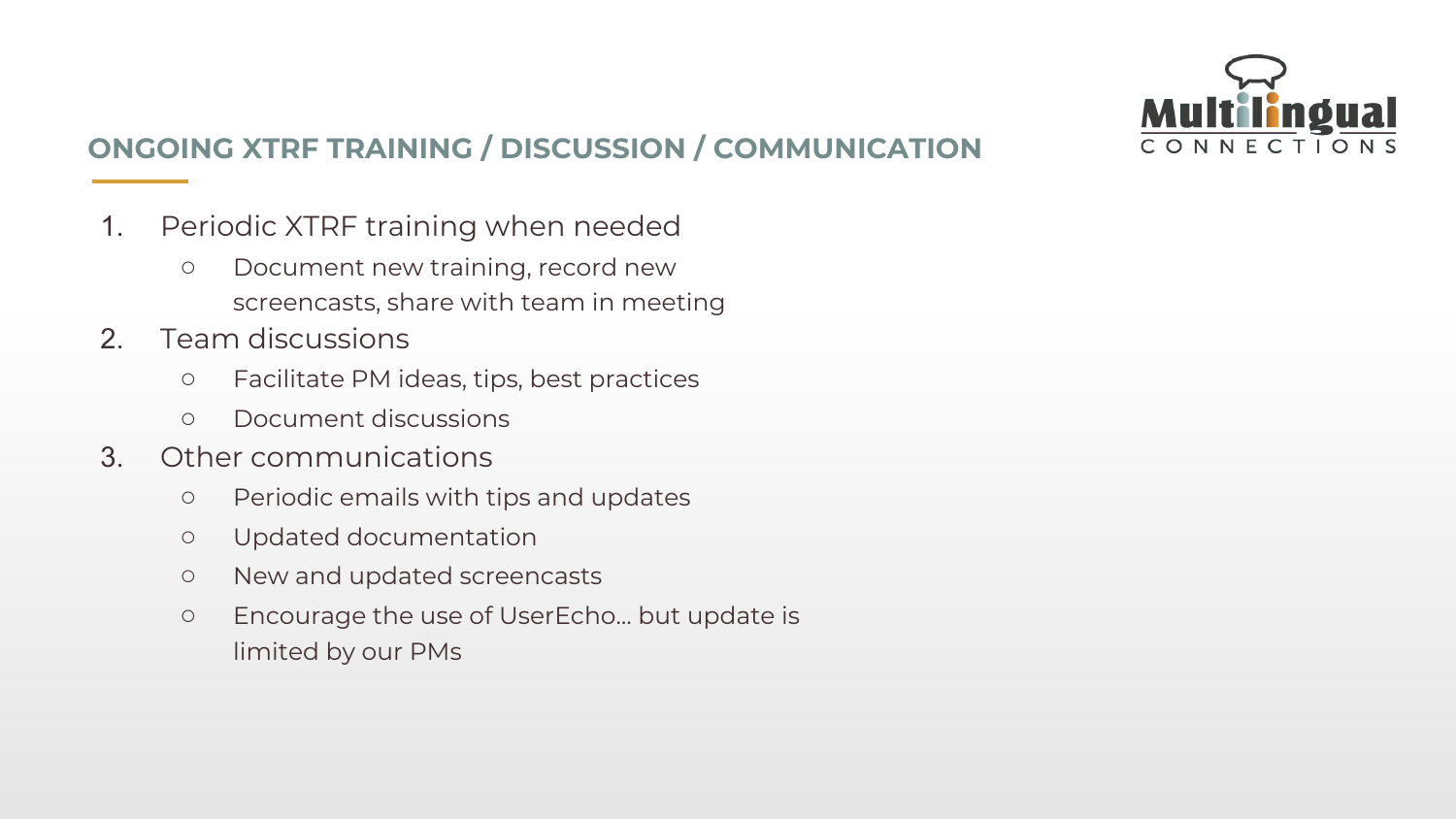## ONGOING XTRF TRAINING / DISCUSSION / COMMUNICATION

1. Periodic XTRF training when needed
   - Document new training, record new screencasts, share with team in meeting
2. Team discussions
   - Facilitate PM ideas, tips, best practices
   - Document discussions
3. Other communications
   - Periodic emails with tips and updates
   - Updated documentation
   - New and updated screencasts
   - Encourage the use of UserEcho… but update is limited by our PMs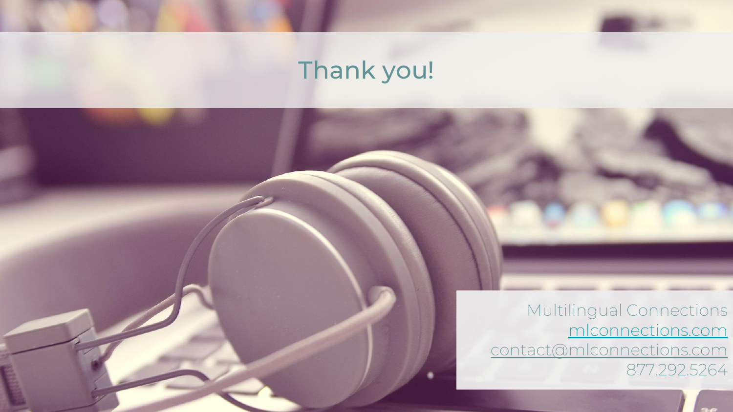# Thank you!

Multilingual Connections
mlconnections.com
contact@mlconnections.com
877.292.5264